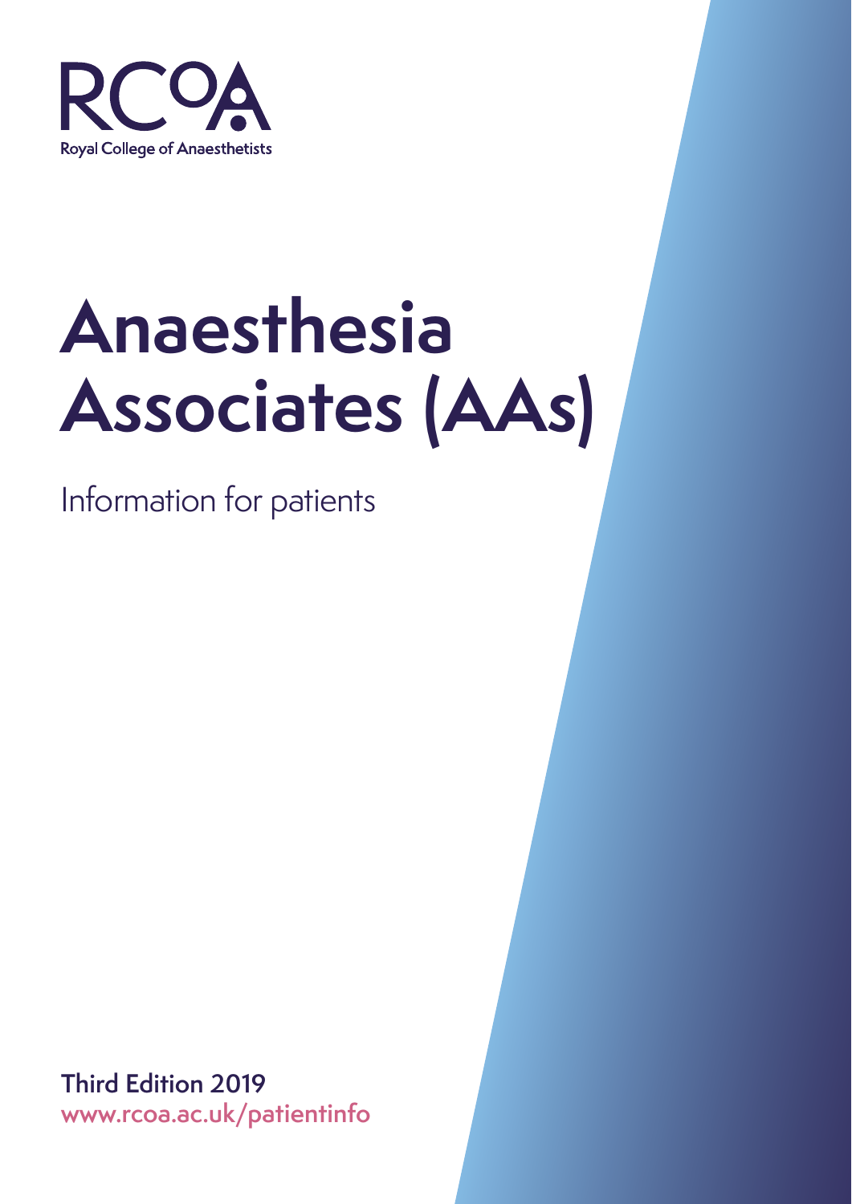RCoA

Royal College of Anaesthetists

# Anaesthesia Associates (AAs)

Information for patients

**Third Edition 2019**

www.rcoa.ac.uk/patientinfo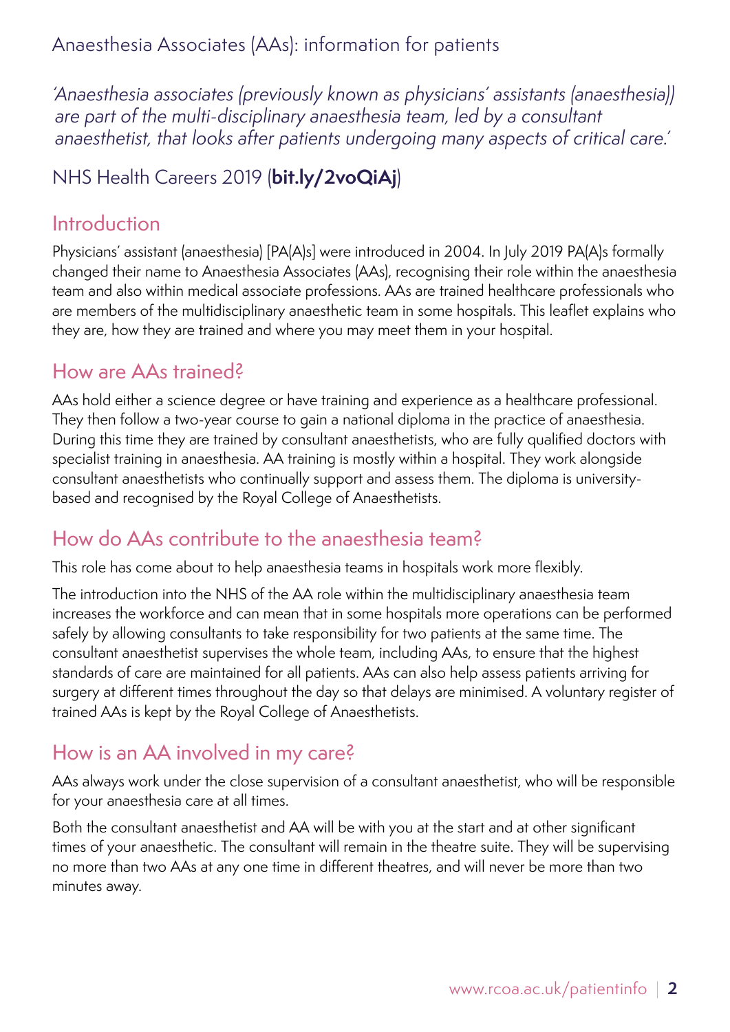# Anaesthesia Associates (AAs): information for patients

*'Anaesthesia associates (previously known as physicians' assistants (anaesthesia)) are part of the multi-disciplinary anaesthesia team, led by a consultant anaesthetist, that looks after patients undergoing many aspects of critical care.'*

NHS Health Careers 2019 (**bit.ly/2voQiAj**)

## Introduction

Physicians' assistant (anaesthesia) [PA(A)s] were introduced in 2004. In July 2019 PA(A)s formally changed their name to Anaesthesia Associates (AAs), recognising their role within the anaesthesia team and also within medical associate professions. AAs are trained healthcare professionals who are members of the multidisciplinary anaesthetic team in some hospitals. This leaflet explains who they are, how they are trained and where you may meet them in your hospital.

## How are AAs trained?

AAs hold either a science degree or have training and experience as a healthcare professional. They then follow a two-year course to gain a national diploma in the practice of anaesthesia. During this time they are trained by consultant anaesthetists, who are fully qualified doctors with specialist training in anaesthesia. AA training is mostly within a hospital. They work alongside consultant anaesthetists who continually support and assess them. The diploma is university-based and recognised by the Royal College of Anaesthetists.

## How do AAs contribute to the anaesthesia team?

This role has come about to help anaesthesia teams in hospitals work more flexibly.

The introduction into the NHS of the AA role within the multidisciplinary anaesthesia team increases the workforce and can mean that in some hospitals more operations can be performed safely by allowing consultants to take responsibility for two patients at the same time. The consultant anaesthetist supervises the whole team, including AAs, to ensure that the highest standards of care are maintained for all patients. AAs can also help assess patients arriving for surgery at different times throughout the day so that delays are minimised. A voluntary register of trained AAs is kept by the Royal College of Anaesthetists.

## How is an AA involved in my care?

AAs always work under the close supervision of a consultant anaesthetist, who will be responsible for your anaesthesia care at all times.

Both the consultant anaesthetist and AA will be with you at the start and at other significant times of your anaesthetic. The consultant will remain in the theatre suite. They will be supervising no more than two AAs at any one time in different theatres, and will never be more than two minutes away.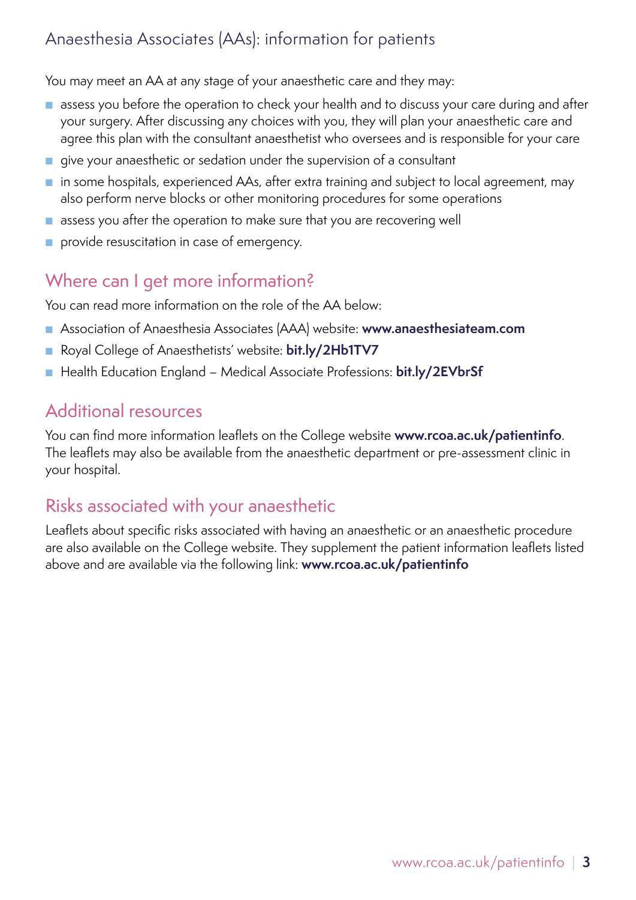## Anaesthesia Associates (AAs): information for patients

You may meet an AA at any stage of your anaesthetic care and they may:

- assess you before the operation to check your health and to discuss your care during and after your surgery. After discussing any choices with you, they will plan your anaesthetic care and agree this plan with the consultant anaesthetist who oversees and is responsible for your care
- give your anaesthetic or sedation under the supervision of a consultant
- in some hospitals, experienced AAs, after extra training and subject to local agreement, may also perform nerve blocks or other monitoring procedures for some operations
- assess you after the operation to make sure that you are recovering well
- provide resuscitation in case of emergency.

## Where can I get more information?

You can read more information on the role of the AA below:

- Association of Anaesthesia Associates (AAA) website: **www.anaesthesiateam.com**
- Royal College of Anaesthetists' website: **bit.ly/2Hb1TV7**
- Health Education England – Medical Associate Professions: **bit.ly/2EVbrSf**

## Additional resources

You can find more information leaflets on the College website **www.rcoa.ac.uk/patientinfo**. The leaflets may also be available from the anaesthetic department or pre-assessment clinic in your hospital.

## Risks associated with your anaesthetic

Leaflets about specific risks associated with having an anaesthetic or an anaesthetic procedure are also available on the College website. They supplement the patient information leaflets listed above and are available via the following link: **www.rcoa.ac.uk/patientinfo**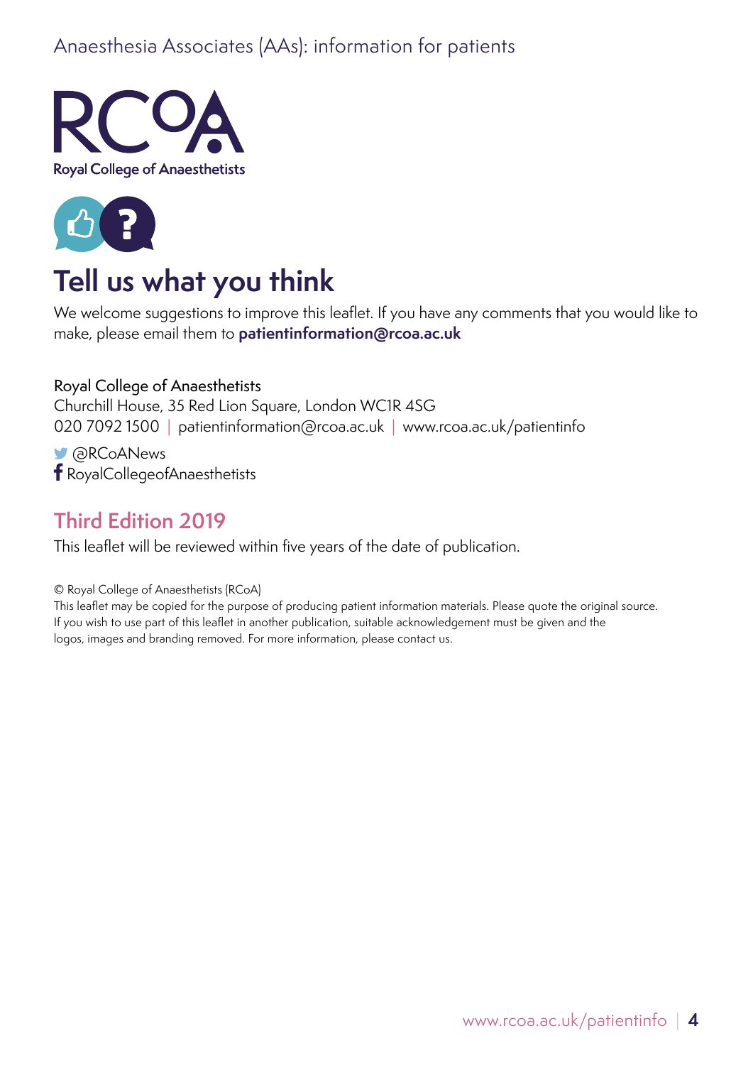Royal College of Anaesthetists

## Tell us what you think

We welcome suggestions to improve this leaflet. If you have any comments that you would like to make, please email them to **patientinformation@rcoa.ac.uk**

Royal College of Anaesthetists
Churchill House, 35 Red Lion Square, London WC1R 4SG
020 7092 1500 | patientinformation@rcoa.ac.uk | www.rcoa.ac.uk/patientinfo

@RCoANews
RoyalCollegeofAnaesthetists

## Third Edition 2019

This leaflet will be reviewed within five years of the date of publication.

© Royal College of Anaesthetists (RCoA)
This leaflet may be copied for the purpose of producing patient information materials. Please quote the original source. If you wish to use part of this leaflet in another publication, suitable acknowledgement must be given and the logos, images and branding removed. For more information, please contact us.